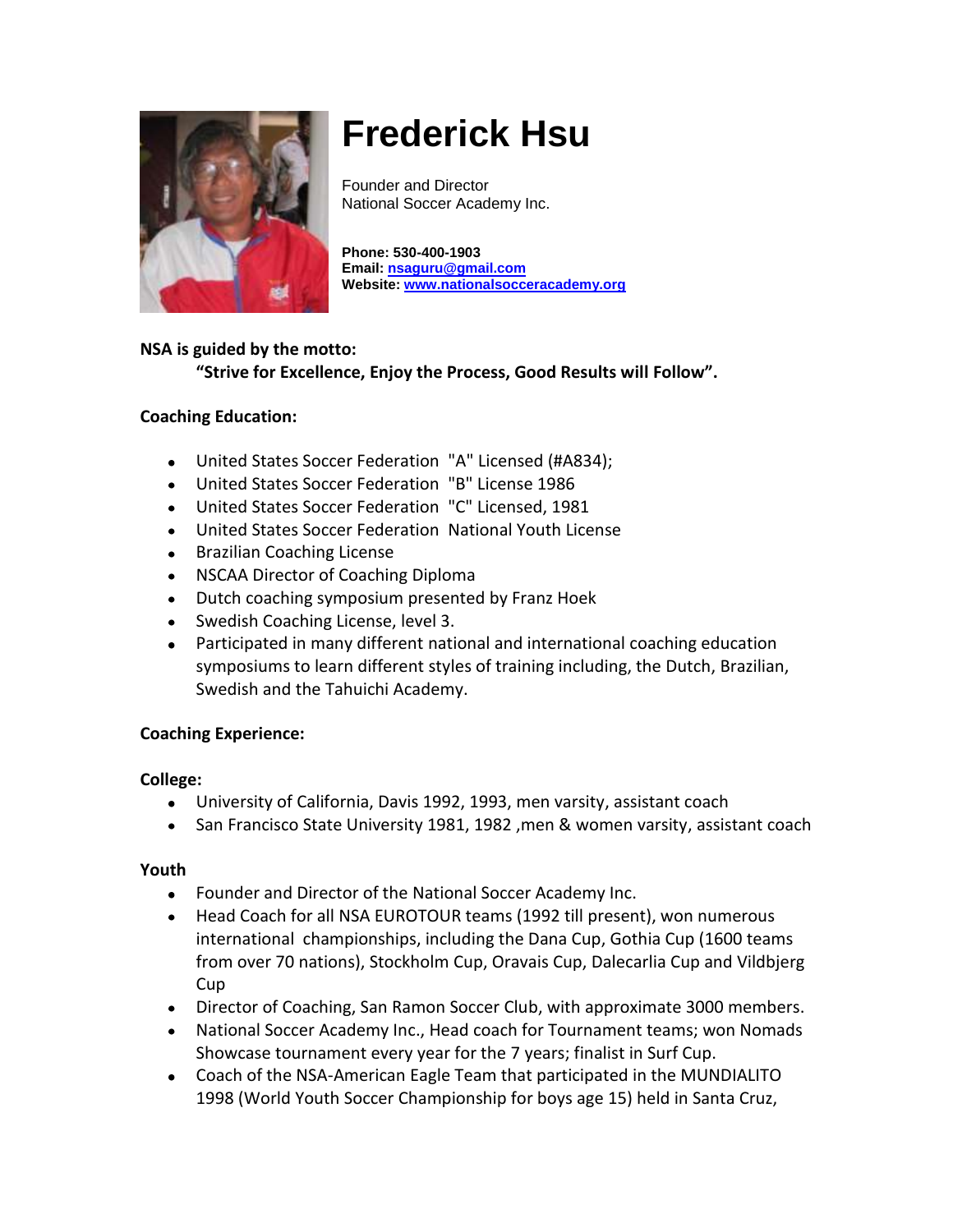# Frederick Hsu

Founder and Director
National Soccer Academy Inc.

**Phone: 530-400-1903**
**Email: nsaguru@gmail.com**
**Website: www.nationalsocceracademy.org**

**NSA is guided by the motto:**

**"Strive for Excellence, Enjoy the Process, Good Results will Follow".**

**Coaching Education:**

- United States Soccer Federation "A" Licensed (#A834);
- United States Soccer Federation "B" License 1986
- United States Soccer Federation "C" Licensed, 1981
- United States Soccer Federation National Youth License
- Brazilian Coaching License
- NSCAA Director of Coaching Diploma
- Dutch coaching symposium presented by Franz Hoek
- Swedish Coaching License, level 3.
- Participated in many different national and international coaching education symposiums to learn different styles of training including, the Dutch, Brazilian, Swedish and the Tahuichi Academy.

**Coaching Experience:**

**College:**

- University of California, Davis 1992, 1993, men varsity, assistant coach
- San Francisco State University 1981, 1982 ,men & women varsity, assistant coach

**Youth**

- Founder and Director of the National Soccer Academy Inc.
- Head Coach for all NSA EUROTOUR teams (1992 till present), won numerous international championships, including the Dana Cup, Gothia Cup (1600 teams from over 70 nations), Stockholm Cup, Oravais Cup, Dalecarlia Cup and Vildbjerg Cup
- Director of Coaching, San Ramon Soccer Club, with approximate 3000 members.
- National Soccer Academy Inc., Head coach for Tournament teams; won Nomads Showcase tournament every year for the 7 years; finalist in Surf Cup.
- Coach of the NSA-American Eagle Team that participated in the MUNDIALITO 1998 (World Youth Soccer Championship for boys age 15) held in Santa Cruz,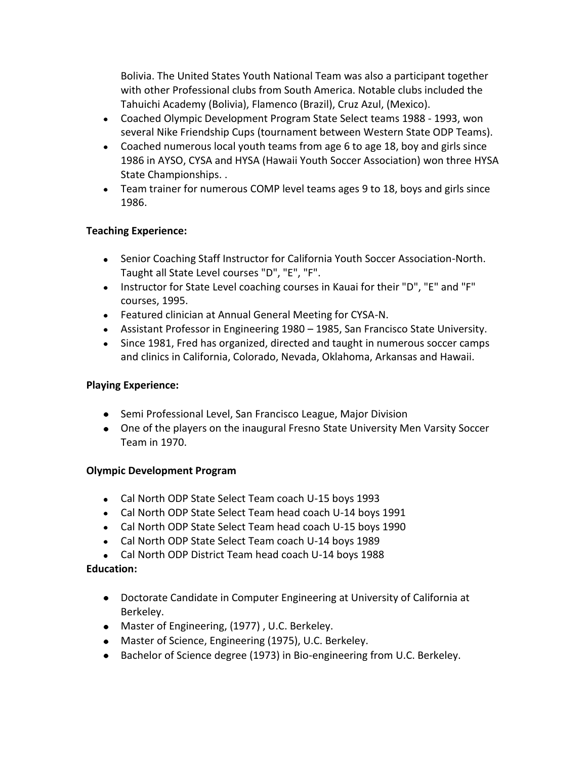Bolivia. The United States Youth National Team was also a participant together with other Professional clubs from South America. Notable clubs included the Tahuichi Academy (Bolivia), Flamenco (Brazil), Cruz Azul, (Mexico).

- Coached Olympic Development Program State Select teams 1988 - 1993, won several Nike Friendship Cups (tournament between Western State ODP Teams).
- Coached numerous local youth teams from age 6 to age 18, boy and girls since 1986 in AYSO, CYSA and HYSA (Hawaii Youth Soccer Association) won three HYSA State Championships. .
- Team trainer for numerous COMP level teams ages 9 to 18, boys and girls since 1986.

**Teaching Experience:**

- Senior Coaching Staff Instructor for California Youth Soccer Association-North. Taught all State Level courses "D", "E", "F".
- Instructor for State Level coaching courses in Kauai for their "D", "E" and "F" courses, 1995.
- Featured clinician at Annual General Meeting for CYSA-N.
- Assistant Professor in Engineering 1980 – 1985, San Francisco State University.
- Since 1981, Fred has organized, directed and taught in numerous soccer camps and clinics in California, Colorado, Nevada, Oklahoma, Arkansas and Hawaii.

**Playing Experience:**

- Semi Professional Level, San Francisco League, Major Division
- One of the players on the inaugural Fresno State University Men Varsity Soccer Team in 1970.

**Olympic Development Program**

- Cal North ODP State Select Team coach U-15 boys 1993
- Cal North ODP State Select Team head coach U-14 boys 1991
- Cal North ODP State Select Team head coach U-15 boys 1990
- Cal North ODP State Select Team coach U-14 boys 1989
- Cal North ODP District Team head coach U-14 boys 1988

**Education:**

- Doctorate Candidate in Computer Engineering at University of California at Berkeley.
- Master of Engineering, (1977) , U.C. Berkeley.
- Master of Science, Engineering (1975), U.C. Berkeley.
- Bachelor of Science degree (1973) in Bio-engineering from U.C. Berkeley.